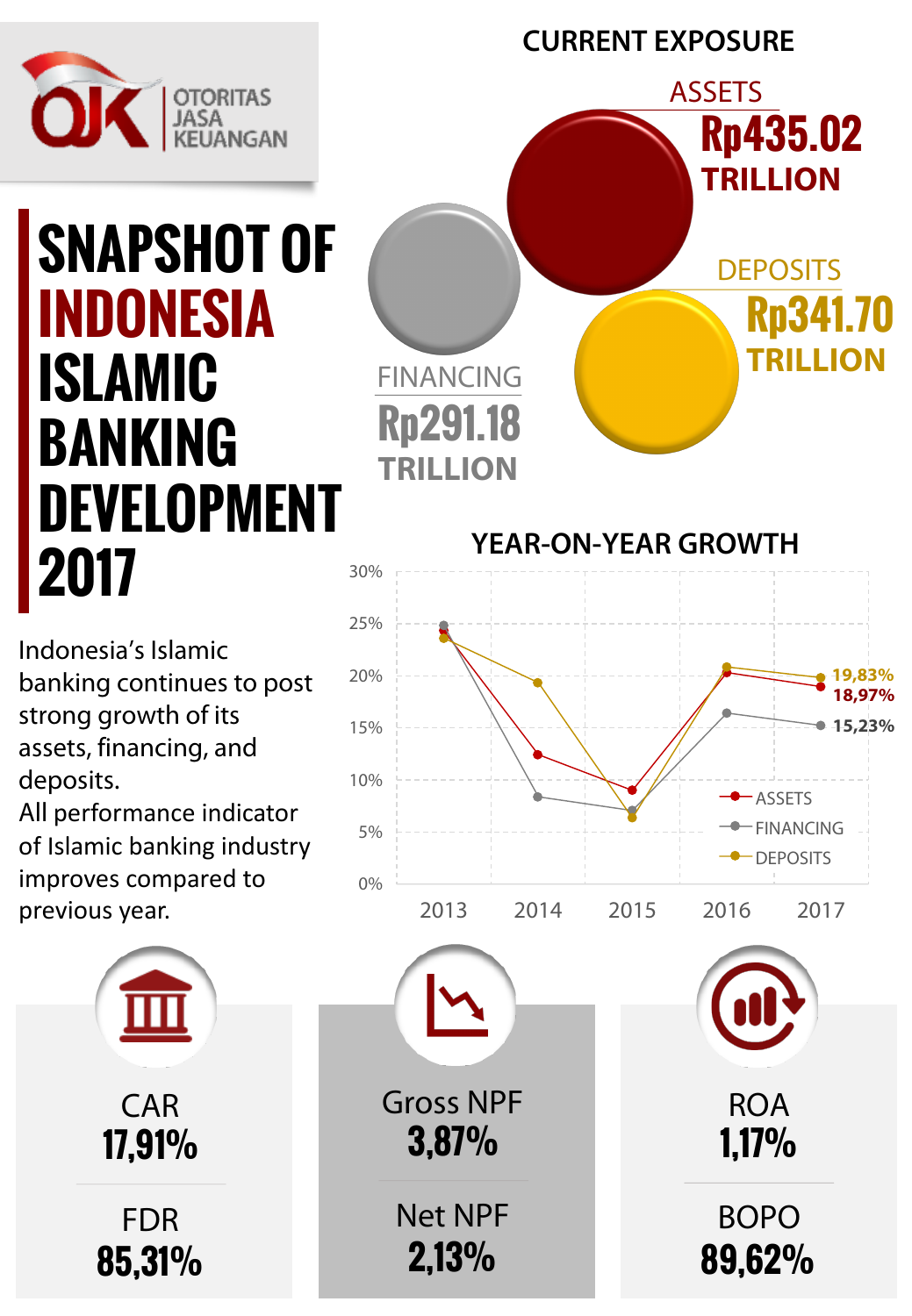OTORITAS JASA KEUANGAN

# SNAPSHOT OF INDONESIA ISLAMIC BANKING DEVELOPMENT 2017

Indonesia's Islamic banking continues to post strong growth of its assets, financing, and deposits.
All performance indicator of Islamic banking industry improves compared to previous year.

## CURRENT EXPOSURE

**ASSETS**
**Rp435.02 TRILLION**

**DEPOSITS**
**Rp341.70 TRILLION**

**FINANCING**
**Rp291.18 TRILLION**

## YEAR-ON-YEAR GROWTH

| | 2017 |
|---|---|
| DEPOSITS | 19,83% |
| ASSETS | 18,97% |
| FINANCING | 15,23% |

| | |
|---|---|
| CAR | **17,91%** |
| FDR | **85,31%** |
| Gross NPF | **3,87%** |
| Net NPF | **2,13%** |
| ROA | **1,17%** |
| BOPO | **89,62%** |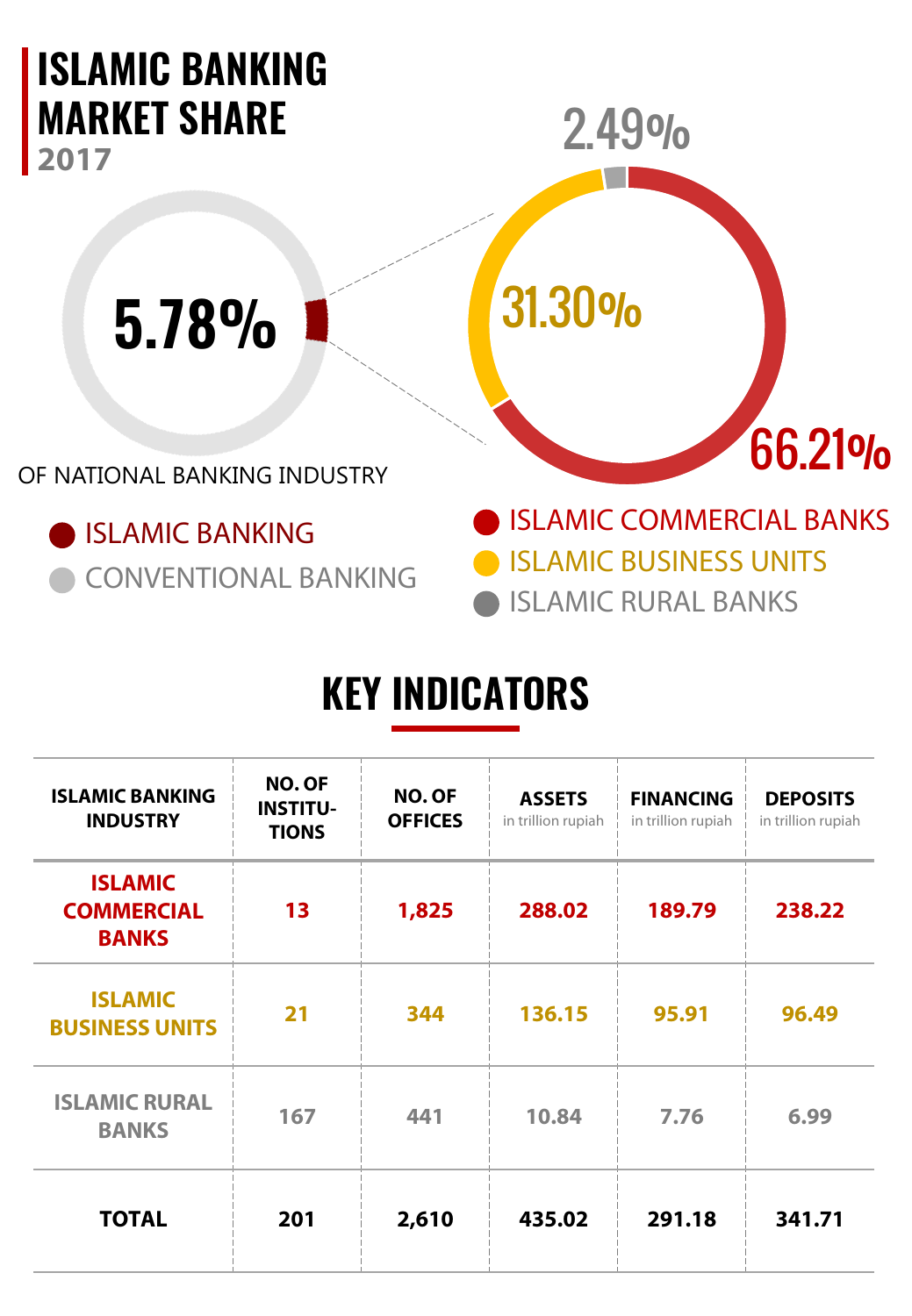# ISLAMIC BANKING MARKET SHARE

2017

5.78%

OF NATIONAL BANKING INDUSTRY

- ISLAMIC BANKING
- CONVENTIONAL BANKING

2.49%

31.30%

66.21%

- ISLAMIC COMMERCIAL BANKS
- ISLAMIC BUSINESS UNITS
- ISLAMIC RURAL BANKS

## KEY INDICATORS

| ISLAMIC BANKING INDUSTRY | NO. OF INSTITUTIONS | NO. OF OFFICES | ASSETS in trillion rupiah | FINANCING in trillion rupiah | DEPOSITS in trillion rupiah |
|---|---|---|---|---|---|
| ISLAMIC COMMERCIAL BANKS | 13 | 1,825 | 288.02 | 189.79 | 238.22 |
| ISLAMIC BUSINESS UNITS | 21 | 344 | 136.15 | 95.91 | 96.49 |
| ISLAMIC RURAL BANKS | 167 | 441 | 10.84 | 7.76 | 6.99 |
| TOTAL | 201 | 2,610 | 435.02 | 291.18 | 341.71 |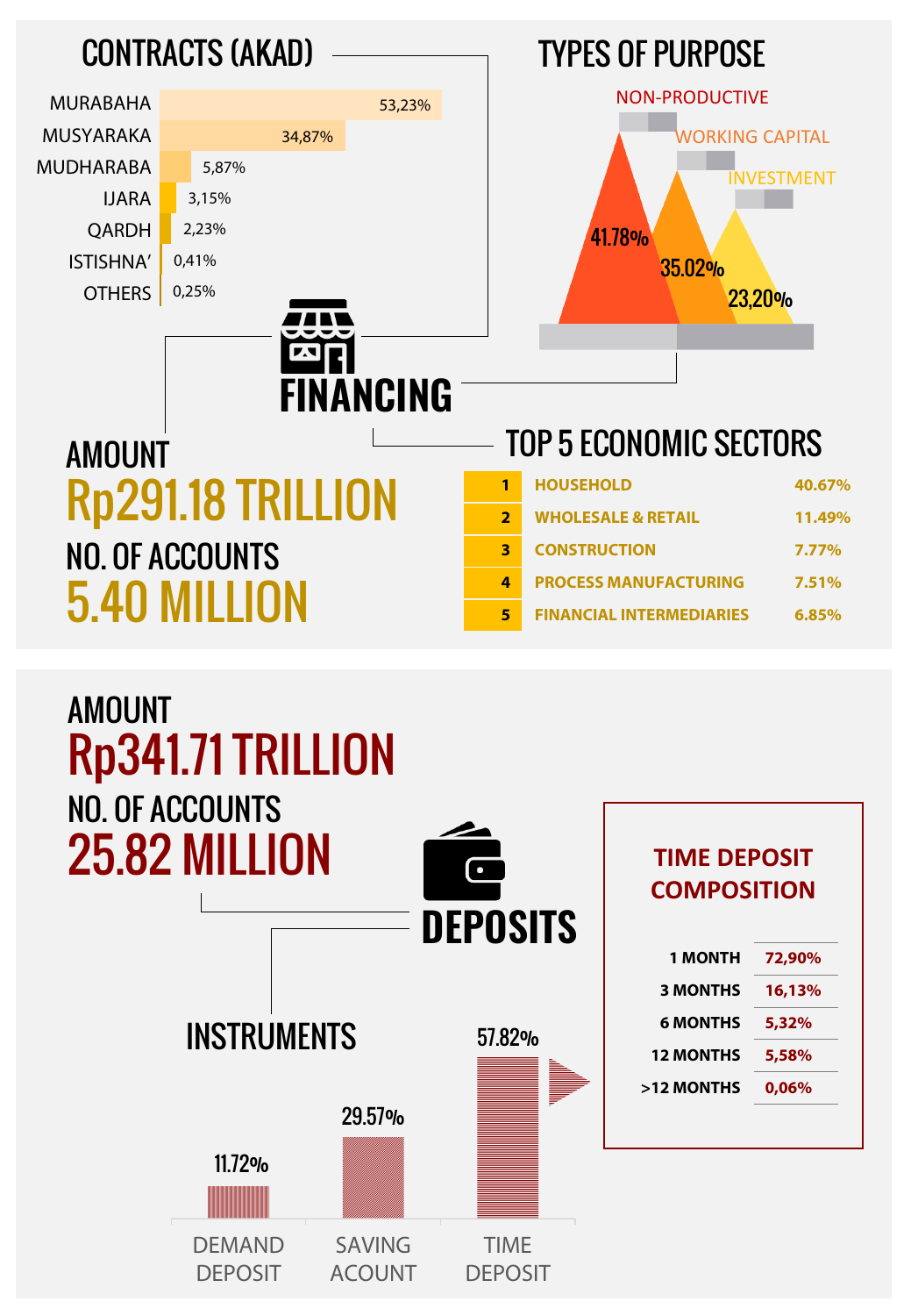# FINANCING

## CONTRACTS (AKAD)

| Contract | Share |
|---|---|
| MURABAHA | 53,23% |
| MUSYARAKA | 34,87% |
| MUDHARABA | 5,87% |
| IJARA | 3,15% |
| QARDH | 2,23% |
| ISTISHNA' | 0,41% |
| OTHERS | 0,25% |

## TYPES OF PURPOSE

| Purpose | Share |
|---|---|
| NON-PRODUCTIVE | 41.78% |
| WORKING CAPITAL | 35.02% |
| INVESTMENT | 23,20% |

AMOUNT
**Rp291.18 TRILLION**

NO. OF ACCOUNTS
**5.40 MILLION**

## TOP 5 ECONOMIC SECTORS

| No. | Sector | Share |
|---|---|---|
| 1 | HOUSEHOLD | 40.67% |
| 2 | WHOLESALE & RETAIL | 11.49% |
| 3 | CONSTRUCTION | 7.77% |
| 4 | PROCESS MANUFACTURING | 7.51% |
| 5 | FINANCIAL INTERMEDIARIES | 6.85% |

# DEPOSITS

AMOUNT
**Rp341.71 TRILLION**

NO. OF ACCOUNTS
**25.82 MILLION**

## INSTRUMENTS

| Instrument | Share |
|---|---|
| DEMAND DEPOSIT | 11.72% |
| SAVING ACOUNT | 29.57% |
| TIME DEPOSIT | 57.82% |

## TIME DEPOSIT COMPOSITION

| Tenor | Share |
|---|---|
| 1 MONTH | 72,90% |
| 3 MONTHS | 16,13% |
| 6 MONTHS | 5,32% |
| 12 MONTHS | 5,58% |
| >12 MONTHS | 0,06% |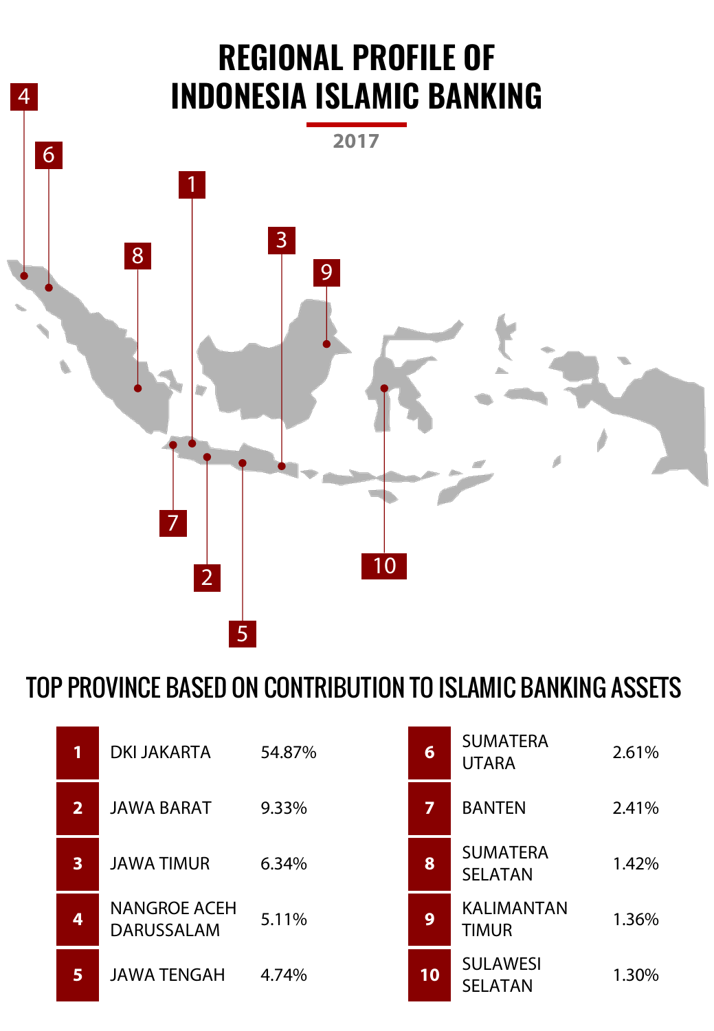# REGIONAL PROFILE OF INDONESIA ISLAMIC BANKING

2017

## TOP PROVINCE BASED ON CONTRIBUTION TO ISLAMIC BANKING ASSETS

| Rank | Province | Contribution |
|---|---|---|
| 1 | DKI JAKARTA | 54.87% |
| 2 | JAWA BARAT | 9.33% |
| 3 | JAWA TIMUR | 6.34% |
| 4 | NANGROE ACEH DARUSSALAM | 5.11% |
| 5 | JAWA TENGAH | 4.74% |
| 6 | SUMATERA UTARA | 2.61% |
| 7 | BANTEN | 2.41% |
| 8 | SUMATERA SELATAN | 1.42% |
| 9 | KALIMANTAN TIMUR | 1.36% |
| 10 | SULAWESI SELATAN | 1.30% |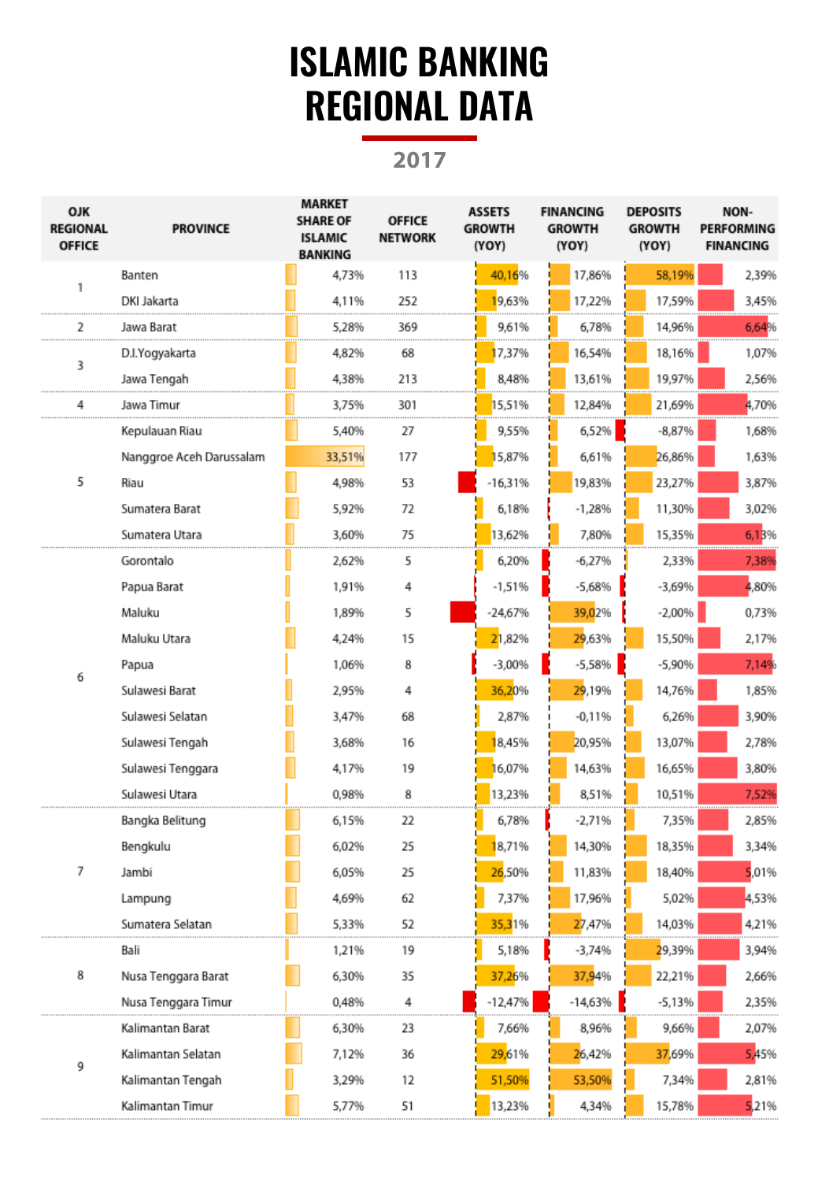# ISLAMIC BANKING REGIONAL DATA

## 2017

| OJK REGIONAL OFFICE | PROVINCE | MARKET SHARE OF ISLAMIC BANKING | OFFICE NETWORK | ASSETS GROWTH (YOY) | FINANCING GROWTH (YOY) | DEPOSITS GROWTH (YOY) | NON-PERFORMING FINANCING |
|---|---|---|---|---|---|---|---|
| 1 | Banten | 4,73% | 113 | 40,16% | 17,86% | 58,19% | 2,39% |
| | DKI Jakarta | 4,11% | 252 | 19,63% | 17,22% | 17,59% | 3,45% |
| 2 | Jawa Barat | 5,28% | 369 | 9,61% | 6,78% | 14,96% | 6,64% |
| 3 | D.I.Yogyakarta | 4,82% | 68 | 17,37% | 16,54% | 18,16% | 1,07% |
| | Jawa Tengah | 4,38% | 213 | 8,48% | 13,61% | 19,97% | 2,56% |
| 4 | Jawa Timur | 3,75% | 301 | 15,51% | 12,84% | 21,69% | 4,70% |
| 5 | Kepulauan Riau | 5,40% | 27 | 9,55% | 6,52% | -8,87% | 1,68% |
| | Nanggroe Aceh Darussalam | 33,51% | 177 | 15,87% | 6,61% | 26,86% | 1,63% |
| | Riau | 4,98% | 53 | -16,31% | 19,83% | 23,27% | 3,87% |
| | Sumatera Barat | 5,92% | 72 | 6,18% | -1,28% | 11,30% | 3,02% |
| | Sumatera Utara | 3,60% | 75 | 13,62% | 7,80% | 15,35% | 6,13% |
| 6 | Gorontalo | 2,62% | 5 | 6,20% | -6,27% | 2,33% | 7,38% |
| | Papua Barat | 1,91% | 4 | -1,51% | -5,68% | -3,69% | 4,80% |
| | Maluku | 1,89% | 5 | -24,67% | 39,02% | -2,00% | 0,73% |
| | Maluku Utara | 4,24% | 15 | 21,82% | 29,63% | 15,50% | 2,17% |
| | Papua | 1,06% | 8 | -3,00% | -5,58% | -5,90% | 7,14% |
| | Sulawesi Barat | 2,95% | 4 | 36,20% | 29,19% | 14,76% | 1,85% |
| | Sulawesi Selatan | 3,47% | 68 | 2,87% | -0,11% | 6,26% | 3,90% |
| | Sulawesi Tengah | 3,68% | 16 | 18,45% | 20,95% | 13,07% | 2,78% |
| | Sulawesi Tenggara | 4,17% | 19 | 16,07% | 14,63% | 16,65% | 3,80% |
| | Sulawesi Utara | 0,98% | 8 | 13,23% | 8,51% | 10,51% | 7,52% |
| 7 | Bangka Belitung | 6,15% | 22 | 6,78% | -2,71% | 7,35% | 2,85% |
| | Bengkulu | 6,02% | 25 | 18,71% | 14,30% | 18,35% | 3,34% |
| | Jambi | 6,05% | 25 | 26,50% | 11,83% | 18,40% | 5,01% |
| | Lampung | 4,69% | 62 | 7,37% | 17,96% | 5,02% | 4,53% |
| | Sumatera Selatan | 5,33% | 52 | 35,31% | 27,47% | 14,03% | 4,21% |
| 8 | Bali | 1,21% | 19 | 5,18% | -3,74% | 29,39% | 3,94% |
| | Nusa Tenggara Barat | 6,30% | 35 | 37,26% | 37,94% | 22,21% | 2,66% |
| | Nusa Tenggara Timur | 0,48% | 4 | -12,47% | -14,63% | -5,13% | 2,35% |
| 9 | Kalimantan Barat | 6,30% | 23 | 7,66% | 8,96% | 9,66% | 2,07% |
| | Kalimantan Selatan | 7,12% | 36 | 29,61% | 26,42% | 37,69% | 5,45% |
| | Kalimantan Tengah | 3,29% | 12 | 51,50% | 53,50% | 7,34% | 2,81% |
| | Kalimantan Timur | 5,77% | 51 | 13,23% | 4,34% | 15,78% | 5,21% |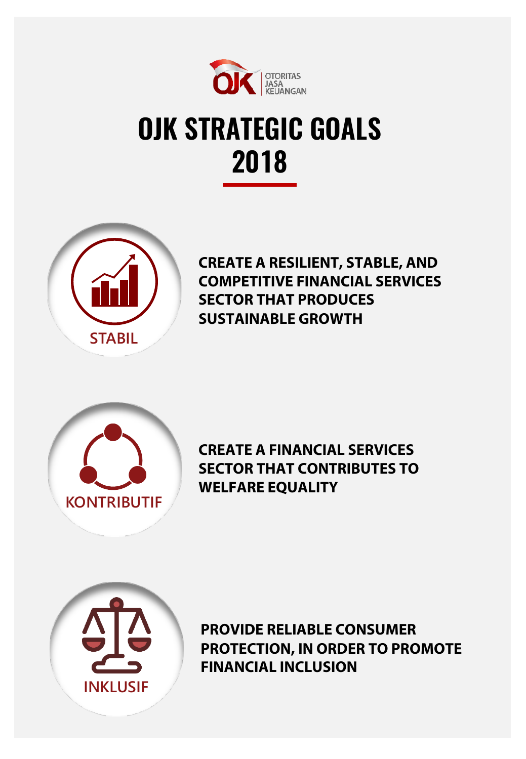OTORITAS JASA KEUANGAN

# OJK STRATEGIC GOALS 2018

**STABIL**

**CREATE A RESILIENT, STABLE, AND COMPETITIVE FINANCIAL SERVICES SECTOR THAT PRODUCES SUSTAINABLE GROWTH**

**KONTRIBUTIF**

**CREATE A FINANCIAL SERVICES SECTOR THAT CONTRIBUTES TO WELFARE EQUALITY**

**INKLUSIF**

**PROVIDE RELIABLE CONSUMER PROTECTION, IN ORDER TO PROMOTE FINANCIAL INCLUSION**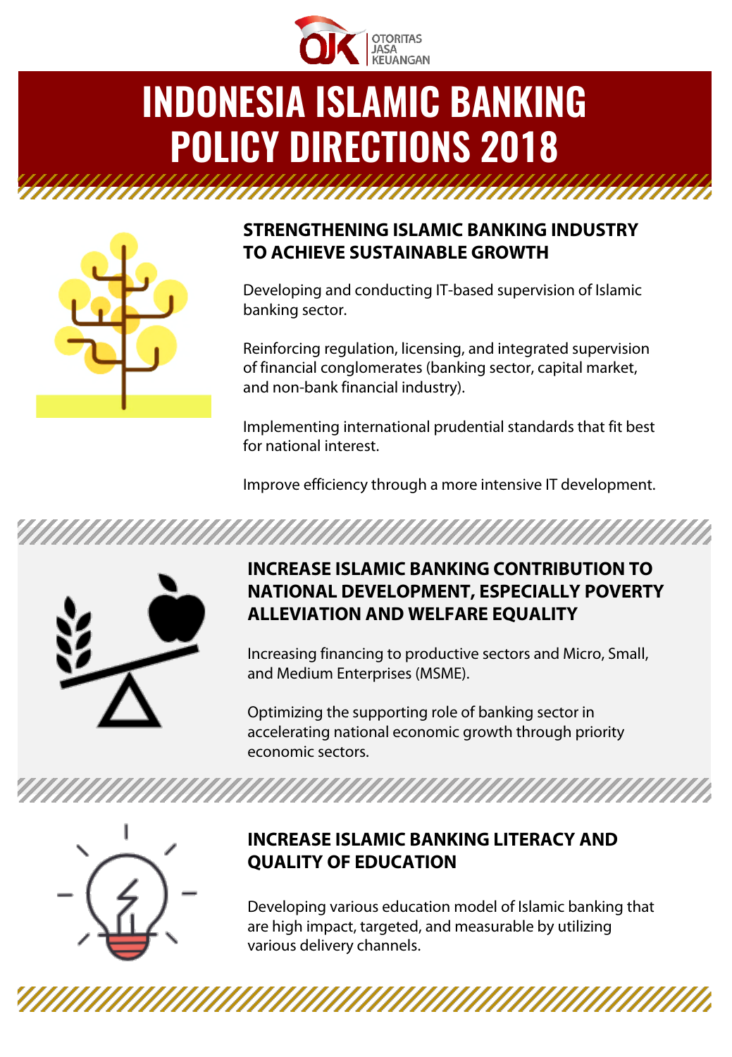OTORITAS JASA KEUANGAN

# INDONESIA ISLAMIC BANKING POLICY DIRECTIONS 2018

## STRENGTHENING ISLAMIC BANKING INDUSTRY TO ACHIEVE SUSTAINABLE GROWTH

Developing and conducting IT-based supervision of Islamic banking sector.

Reinforcing regulation, licensing, and integrated supervision of financial conglomerates (banking sector, capital market, and non-bank financial industry).

Implementing international prudential standards that fit best for national interest.

Improve efficiency through a more intensive IT development.

## INCREASE ISLAMIC BANKING CONTRIBUTION TO NATIONAL DEVELOPMENT, ESPECIALLY POVERTY ALLEVIATION AND WELFARE EQUALITY

Increasing financing to productive sectors and Micro, Small, and Medium Enterprises (MSME).

Optimizing the supporting role of banking sector in accelerating national economic growth through priority economic sectors.

## INCREASE ISLAMIC BANKING LITERACY AND QUALITY OF EDUCATION

Developing various education model of Islamic banking that are high impact, targeted, and measurable by utilizing various delivery channels.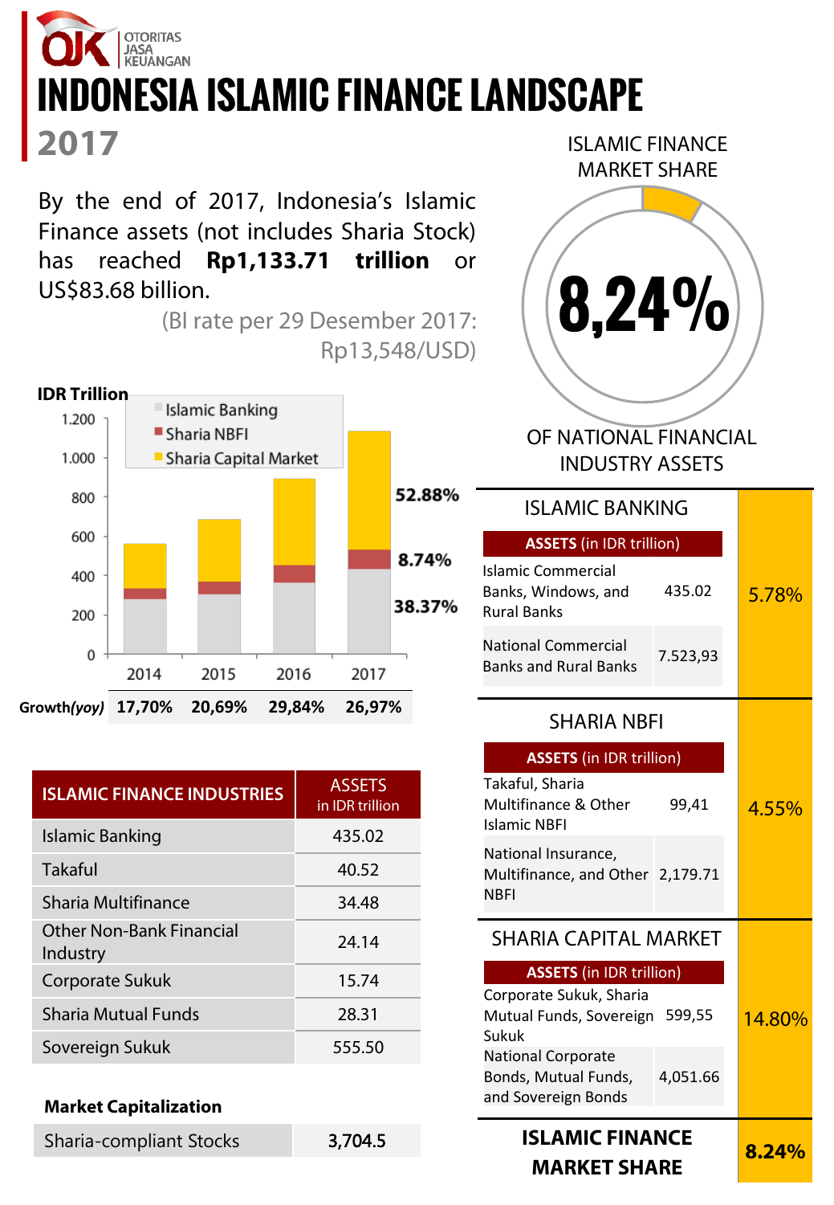OTORITAS JASA KEUANGAN

# INDONESIA ISLAMIC FINANCE LANDSCAPE

## 2017

By the end of 2017, Indonesia's Islamic Finance assets (not includes Sharia Stock) has reached **Rp1,133.71 trillion** or US$83.68 billion.

(BI rate per 29 Desember 2017: Rp13,548/USD)

IDR Trillion

Islamic Banking
Sharia NBFI
Sharia Capital Market

1.200
1.000
800
600
400
200
0

2014 2015 2016 2017

52.88%
8.74%
38.37%

| Growth*(yoy)* | 17,70% | 20,69% | 29,84% | 26,97% |
|---|---|---|---|---|

| ISLAMIC FINANCE INDUSTRIES | ASSETS in IDR trillion |
|---|---|
| Islamic Banking | 435.02 |
| Takaful | 40.52 |
| Sharia Multifinance | 34.48 |
| Other Non-Bank Financial Industry | 24.14 |
| Corporate Sukuk | 15.74 |
| Sharia Mutual Funds | 28.31 |
| Sovereign Sukuk | 555.50 |

**Market Capitalization**

| | |
|---|---|
| Sharia-compliant Stocks | 3,704.5 |

ISLAMIC FINANCE MARKET SHARE

8,24%

OF NATIONAL FINANCIAL INDUSTRY ASSETS

### ISLAMIC BANKING

| ASSETS (in IDR trillion) | | |
|---|---|---|
| Islamic Commercial Banks, Windows, and Rural Banks | 435.02 | 5.78% |
| National Commercial Banks and Rural Banks | 7.523,93 | |

### SHARIA NBFI

| ASSETS (in IDR trillion) | | |
|---|---|---|
| Takaful, Sharia Multifinance & Other Islamic NBFI | 99,41 | 4.55% |
| National Insurance, Multifinance, and Other NBFI | 2,179.71 | |

### SHARIA CAPITAL MARKET

| ASSETS (in IDR trillion) | | |
|---|---|---|
| Corporate Sukuk, Sharia Mutual Funds, Sovereign Sukuk | 599,55 | 14.80% |
| National Corporate Bonds, Mutual Funds, and Sovereign Bonds | 4,051.66 | |

**ISLAMIC FINANCE MARKET SHARE** **8.24%**